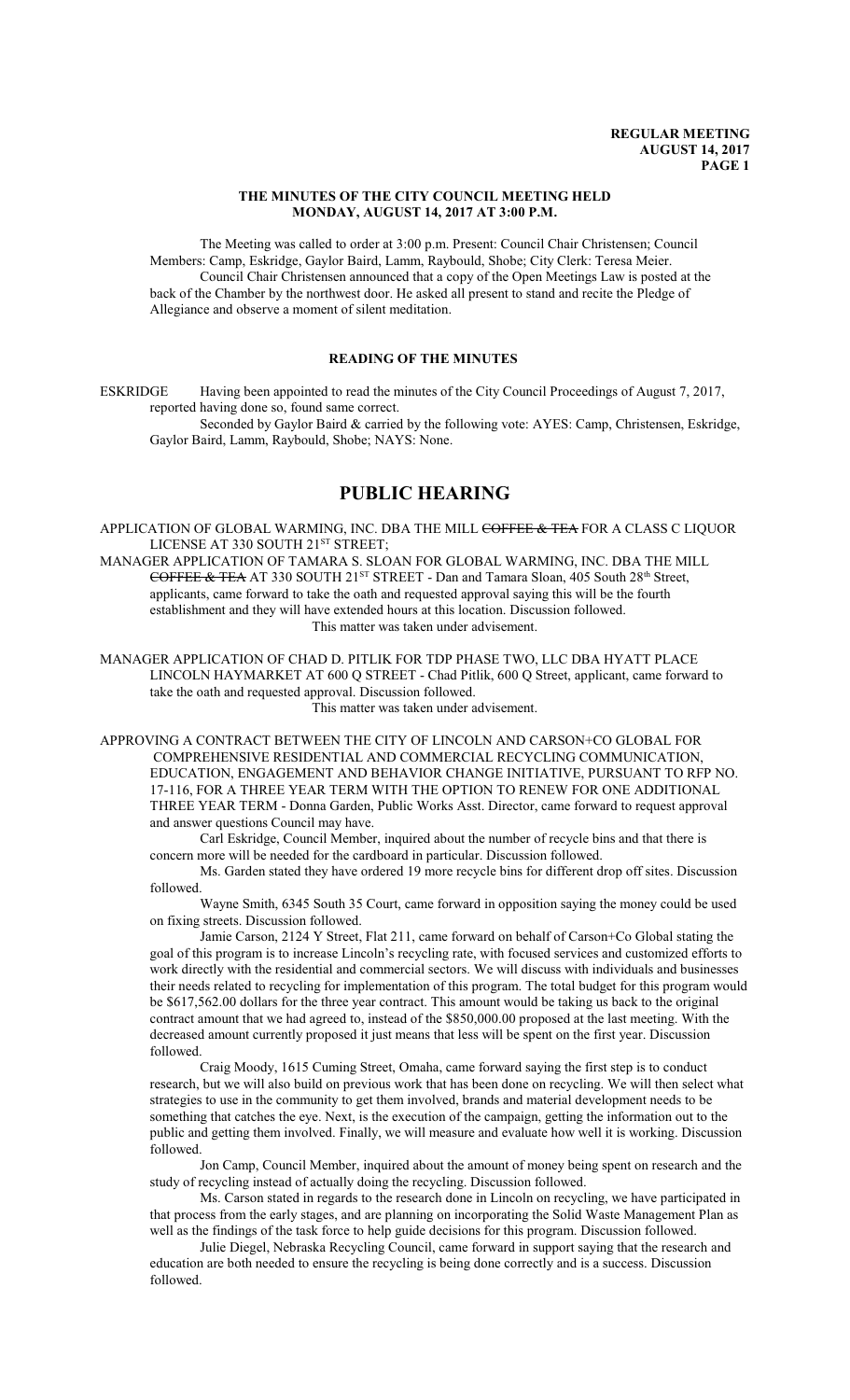### THE MINUTES OF THE CITY COUNCIL MEETING HELD MONDAY, AUGUST 14, 2017 AT 3:00 P.M.

The Meeting was called to order at 3:00 p.m. Present: Council Chair Christensen; Council Members: Camp, Eskridge, Gaylor Baird, Lamm, Raybould, Shobe; City Clerk: Teresa Meier.

Council Chair Christensen announced that a copy of the Open Meetings Law is posted at the back of the Chamber by the northwest door. He asked all present to stand and recite the Pledge of Allegiance and observe a moment of silent meditation.

## READING OF THE MINUTES

ESKRIDGE Having been appointed to read the minutes of the City Council Proceedings of August 7, 2017, reported having done so, found same correct.

Seconded by Gaylor Baird & carried by the following vote: AYES: Camp, Christensen, Eskridge, Gaylor Baird, Lamm, Raybould, Shobe; NAYS: None.

# PUBLIC HEARING

APPLICATION OF GLOBAL WARMING, INC. DBA THE MILL ~~COFFEE & TEA~~ FOR A CLASS C LIQUOR LICENSE AT 330 SOUTH 21ST STREET;

MANAGER APPLICATION OF TAMARA S. SLOAN FOR GLOBAL WARMING, INC. DBA THE MILL ~~COFFEE & TEA~~ AT 330 SOUTH 21ST STREET - Dan and Tamara Sloan, 405 South 28th Street, applicants, came forward to take the oath and requested approval saying this will be the fourth establishment and they will have extended hours at this location. Discussion followed.

This matter was taken under advisement.

MANAGER APPLICATION OF CHAD D. PITLIK FOR TDP PHASE TWO, LLC DBA HYATT PLACE LINCOLN HAYMARKET AT 600 Q STREET - Chad Pitlik, 600 Q Street, applicant, came forward to take the oath and requested approval. Discussion followed.

This matter was taken under advisement.

APPROVING A CONTRACT BETWEEN THE CITY OF LINCOLN AND CARSON+CO GLOBAL FOR COMPREHENSIVE RESIDENTIAL AND COMMERCIAL RECYCLING COMMUNICATION, EDUCATION, ENGAGEMENT AND BEHAVIOR CHANGE INITIATIVE, PURSUANT TO RFP NO. 17-116, FOR A THREE YEAR TERM WITH THE OPTION TO RENEW FOR ONE ADDITIONAL THREE YEAR TERM - Donna Garden, Public Works Asst. Director, came forward to request approval and answer questions Council may have.

Carl Eskridge, Council Member, inquired about the number of recycle bins and that there is concern more will be needed for the cardboard in particular. Discussion followed.

Ms. Garden stated they have ordered 19 more recycle bins for different drop off sites. Discussion followed.

Wayne Smith, 6345 South 35 Court, came forward in opposition saying the money could be used on fixing streets. Discussion followed.

Jamie Carson, 2124 Y Street, Flat 211, came forward on behalf of Carson+Co Global stating the goal of this program is to increase Lincoln's recycling rate, with focused services and customized efforts to work directly with the residential and commercial sectors. We will discuss with individuals and businesses their needs related to recycling for implementation of this program. The total budget for this program would be $617,562.00 dollars for the three year contract. This amount would be taking us back to the original contract amount that we had agreed to, instead of the $850,000.00 proposed at the last meeting. With the decreased amount currently proposed it just means that less will be spent on the first year. Discussion followed.

Craig Moody, 1615 Cuming Street, Omaha, came forward saying the first step is to conduct research, but we will also build on previous work that has been done on recycling. We will then select what strategies to use in the community to get them involved, brands and material development needs to be something that catches the eye. Next, is the execution of the campaign, getting the information out to the public and getting them involved. Finally, we will measure and evaluate how well it is working. Discussion followed.

Jon Camp, Council Member, inquired about the amount of money being spent on research and the study of recycling instead of actually doing the recycling. Discussion followed.

Ms. Carson stated in regards to the research done in Lincoln on recycling, we have participated in that process from the early stages, and are planning on incorporating the Solid Waste Management Plan as well as the findings of the task force to help guide decisions for this program. Discussion followed.

Julie Diegel, Nebraska Recycling Council, came forward in support saying that the research and education are both needed to ensure the recycling is being done correctly and is a success. Discussion followed.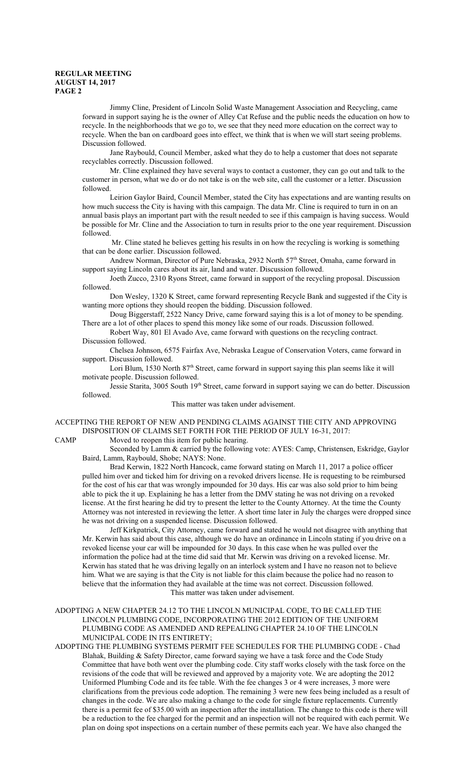Jimmy Cline, President of Lincoln Solid Waste Management Association and Recycling, came forward in support saying he is the owner of Alley Cat Refuse and the public needs the education on how to recycle. In the neighborhoods that we go to, we see that they need more education on the correct way to recycle. When the ban on cardboard goes into effect, we think that is when we will start seeing problems. Discussion followed.

Jane Raybould, Council Member, asked what they do to help a customer that does not separate recyclables correctly. Discussion followed.

Mr. Cline explained they have several ways to contact a customer, they can go out and talk to the customer in person, what we do or do not take is on the web site, call the customer or a letter. Discussion followed.

Leirion Gaylor Baird, Council Member, stated the City has expectations and are wanting results on how much success the City is having with this campaign. The data Mr. Cline is required to turn in on an annual basis plays an important part with the result needed to see if this campaign is having success. Would be possible for Mr. Cline and the Association to turn in results prior to the one year requirement. Discussion followed.

Mr. Cline stated he believes getting his results in on how the recycling is working is something that can be done earlier. Discussion followed.

Andrew Norman, Director of Pure Nebraska, 2932 North 57th Street, Omaha, came forward in support saying Lincoln cares about its air, land and water. Discussion followed.

Joeth Zucco, 2310 Ryons Street, came forward in support of the recycling proposal. Discussion followed.

Don Wesley, 1320 K Street, came forward representing Recycle Bank and suggested if the City is wanting more options they should reopen the bidding. Discussion followed.

Doug Biggerstaff, 2522 Nancy Drive, came forward saying this is a lot of money to be spending. There are a lot of other places to spend this money like some of our roads. Discussion followed.

Robert Way, 801 El Avado Ave, came forward with questions on the recycling contract. Discussion followed.

Chelsea Johnson, 6575 Fairfax Ave, Nebraska League of Conservation Voters, came forward in support. Discussion followed.

Lori Blum, 1530 North 87th Street, came forward in support saying this plan seems like it will motivate people. Discussion followed.

Jessie Starita, 3005 South 19th Street, came forward in support saying we can do better. Discussion followed.

This matter was taken under advisement.

ACCEPTING THE REPORT OF NEW AND PENDING CLAIMS AGAINST THE CITY AND APPROVING DISPOSITION OF CLAIMS SET FORTH FOR THE PERIOD OF JULY 16-31, 2017:

CAMP Moved to reopen this item for public hearing.

Seconded by Lamm & carried by the following vote: AYES: Camp, Christensen, Eskridge, Gaylor Baird, Lamm, Raybould, Shobe; NAYS: None.

Brad Kerwin, 1822 North Hancock, came forward stating on March 11, 2017 a police officer pulled him over and ticked him for driving on a revoked drivers license. He is requesting to be reimbursed for the cost of his car that was wrongly impounded for 30 days. His car was also sold prior to him being able to pick the it up. Explaining he has a letter from the DMV stating he was not driving on a revoked license. At the first hearing he did try to present the letter to the County Attorney. At the time the County Attorney was not interested in reviewing the letter. A short time later in July the charges were dropped since he was not driving on a suspended license. Discussion followed.

Jeff Kirkpatrick, City Attorney, came forward and stated he would not disagree with anything that Mr. Kerwin has said about this case, although we do have an ordinance in Lincoln stating if you drive on a revoked license your car will be impounded for 30 days. In this case when he was pulled over the information the police had at the time did said that Mr. Kerwin was driving on a revoked license. Mr. Kerwin has stated that he was driving legally on an interlock system and I have no reason not to believe him. What we are saying is that the City is not liable for this claim because the police had no reason to believe that the information they had available at the time was not correct. Discussion followed.

This matter was taken under advisement.

ADOPTING A NEW CHAPTER 24.12 TO THE LINCOLN MUNICIPAL CODE, TO BE CALLED THE LINCOLN PLUMBING CODE, INCORPORATING THE 2012 EDITION OF THE UNIFORM PLUMBING CODE AS AMENDED AND REPEALING CHAPTER 24.10 OF THE LINCOLN MUNICIPAL CODE IN ITS ENTIRETY;

ADOPTING THE PLUMBING SYSTEMS PERMIT FEE SCHEDULES FOR THE PLUMBING CODE - Chad Blahak, Building & Safety Director, came forward saying we have a task force and the Code Study Committee that have both went over the plumbing code. City staff works closely with the task force on the revisions of the code that will be reviewed and approved by a majority vote. We are adopting the 2012 Uniformed Plumbing Code and its fee table. With the fee changes 3 or 4 were increases, 3 more were clarifications from the previous code adoption. The remaining 3 were new fees being included as a result of changes in the code. We are also making a change to the code for single fixture replacements. Currently there is a permit fee of $35.00 with an inspection after the installation. The change to this code is there will be a reduction to the fee charged for the permit and an inspection will not be required with each permit. We plan on doing spot inspections on a certain number of these permits each year. We have also changed the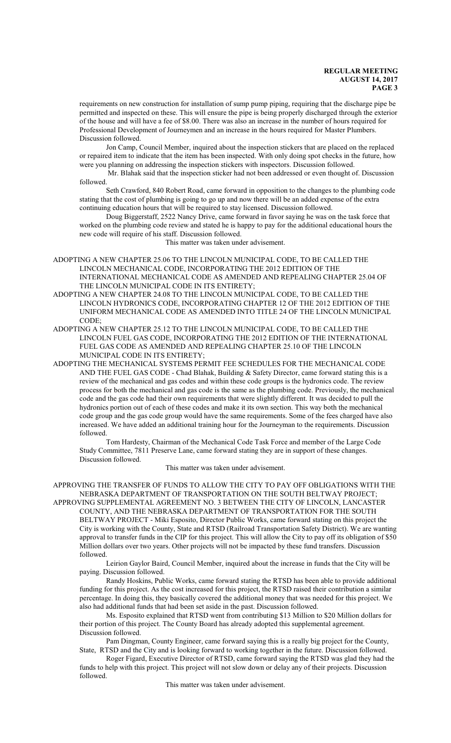requirements on new construction for installation of sump pump piping, requiring that the discharge pipe be permitted and inspected on these. This will ensure the pipe is being properly discharged through the exterior of the house and will have a fee of $8.00. There was also an increase in the number of hours required for Professional Development of Journeymen and an increase in the hours required for Master Plumbers. Discussion followed.

Jon Camp, Council Member, inquired about the inspection stickers that are placed on the replaced or repaired item to indicate that the item has been inspected. With only doing spot checks in the future, how were you planning on addressing the inspection stickers with inspectors. Discussion followed.

Mr. Blahak said that the inspection sticker had not been addressed or even thought of. Discussion followed.

Seth Crawford, 840 Robert Road, came forward in opposition to the changes to the plumbing code stating that the cost of plumbing is going to go up and now there will be an added expense of the extra continuing education hours that will be required to stay licensed. Discussion followed.

Doug Biggerstaff, 2522 Nancy Drive, came forward in favor saying he was on the task force that worked on the plumbing code review and stated he is happy to pay for the additional educational hours the new code will require of his staff. Discussion followed.

This matter was taken under advisement.

ADOPTING A NEW CHAPTER 25.06 TO THE LINCOLN MUNICIPAL CODE, TO BE CALLED THE LINCOLN MECHANICAL CODE, INCORPORATING THE 2012 EDITION OF THE INTERNATIONAL MECHANICAL CODE AS AMENDED AND REPEALING CHAPTER 25.04 OF THE LINCOLN MUNICIPAL CODE IN ITS ENTIRETY;

ADOPTING A NEW CHAPTER 24.08 TO THE LINCOLN MUNICIPAL CODE, TO BE CALLED THE LINCOLN HYDRONICS CODE, INCORPORATING CHAPTER 12 OF THE 2012 EDITION OF THE UNIFORM MECHANICAL CODE AS AMENDED INTO TITLE 24 OF THE LINCOLN MUNICIPAL CODE;

ADOPTING A NEW CHAPTER 25.12 TO THE LINCOLN MUNICIPAL CODE, TO BE CALLED THE LINCOLN FUEL GAS CODE, INCORPORATING THE 2012 EDITION OF THE INTERNATIONAL FUEL GAS CODE AS AMENDED AND REPEALING CHAPTER 25.10 OF THE LINCOLN MUNICIPAL CODE IN ITS ENTIRETY;

ADOPTING THE MECHANICAL SYSTEMS PERMIT FEE SCHEDULES FOR THE MECHANICAL CODE AND THE FUEL GAS CODE - Chad Blahak, Building & Safety Director, came forward stating this is a review of the mechanical and gas codes and within these code groups is the hydronics code. The review process for both the mechanical and gas code is the same as the plumbing code. Previously, the mechanical code and the gas code had their own requirements that were slightly different. It was decided to pull the hydronics portion out of each of these codes and make it its own section. This way both the mechanical code group and the gas code group would have the same requirements. Some of the fees charged have also increased. We have added an additional training hour for the Journeyman to the requirements. Discussion followed.

Tom Hardesty, Chairman of the Mechanical Code Task Force and member of the Large Code Study Committee, 7811 Preserve Lane, came forward stating they are in support of these changes. Discussion followed.

This matter was taken under advisement.

APPROVING THE TRANSFER OF FUNDS TO ALLOW THE CITY TO PAY OFF OBLIGATIONS WITH THE NEBRASKA DEPARTMENT OF TRANSPORTATION ON THE SOUTH BELTWAY PROJECT;

APPROVING SUPPLEMENTAL AGREEMENT NO. 3 BETWEEN THE CITY OF LINCOLN, LANCASTER COUNTY, AND THE NEBRASKA DEPARTMENT OF TRANSPORTATION FOR THE SOUTH BELTWAY PROJECT - Miki Esposito, Director Public Works, came forward stating on this project the City is working with the County, State and RTSD (Railroad Transportation Safety District). We are wanting approval to transfer funds in the CIP for this project. This will allow the City to pay off its obligation of $50 Million dollars over two years. Other projects will not be impacted by these fund transfers. Discussion followed.

Leirion Gaylor Baird, Council Member, inquired about the increase in funds that the City will be paying. Discussion followed.

Randy Hoskins, Public Works, came forward stating the RTSD has been able to provide additional funding for this project. As the cost increased for this project, the RTSD raised their contribution a similar percentage. In doing this, they basically covered the additional money that was needed for this project. We also had additional funds that had been set aside in the past. Discussion followed.

Ms. Esposito explained that RTSD went from contributing $13 Million to $20 Million dollars for their portion of this project. The County Board has already adopted this supplemental agreement. Discussion followed.

Pam Dingman, County Engineer, came forward saying this is a really big project for the County, State, RTSD and the City and is looking forward to working together in the future. Discussion followed.

Roger Figard, Executive Director of RTSD, came forward saying the RTSD was glad they had the funds to help with this project. This project will not slow down or delay any of their projects. Discussion followed.

This matter was taken under advisement.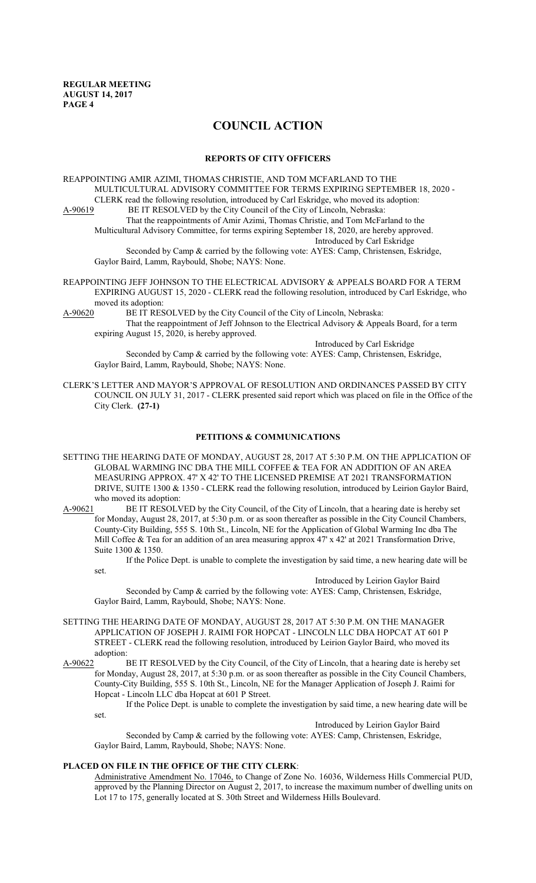# COUNCIL ACTION

## REPORTS OF CITY OFFICERS

REAPPOINTING AMIR AZIMI, THOMAS CHRISTIE, AND TOM MCFARLAND TO THE MULTICULTURAL ADVISORY COMMITTEE FOR TERMS EXPIRING SEPTEMBER 18, 2020 - CLERK read the following resolution, introduced by Carl Eskridge, who moved its adoption:

A-90619 BE IT RESOLVED by the City Council of the City of Lincoln, Nebraska:

That the reappointments of Amir Azimi, Thomas Christie, and Tom McFarland to the Multicultural Advisory Committee, for terms expiring September 18, 2020, are hereby approved.

Introduced by Carl Eskridge

Seconded by Camp & carried by the following vote: AYES: Camp, Christensen, Eskridge, Gaylor Baird, Lamm, Raybould, Shobe; NAYS: None.

REAPPOINTING JEFF JOHNSON TO THE ELECTRICAL ADVISORY & APPEALS BOARD FOR A TERM EXPIRING AUGUST 15, 2020 - CLERK read the following resolution, introduced by Carl Eskridge, who moved its adoption:

A-90620 BE IT RESOLVED by the City Council of the City of Lincoln, Nebraska:

That the reappointment of Jeff Johnson to the Electrical Advisory & Appeals Board, for a term expiring August 15, 2020, is hereby approved.

Introduced by Carl Eskridge

Seconded by Camp & carried by the following vote: AYES: Camp, Christensen, Eskridge, Gaylor Baird, Lamm, Raybould, Shobe; NAYS: None.

CLERK'S LETTER AND MAYOR'S APPROVAL OF RESOLUTION AND ORDINANCES PASSED BY CITY COUNCIL ON JULY 31, 2017 - CLERK presented said report which was placed on file in the Office of the City Clerk. **(27-1)**

## PETITIONS & COMMUNICATIONS

SETTING THE HEARING DATE OF MONDAY, AUGUST 28, 2017 AT 5:30 P.M. ON THE APPLICATION OF GLOBAL WARMING INC DBA THE MILL COFFEE & TEA FOR AN ADDITION OF AN AREA MEASURING APPROX. 47' X 42' TO THE LICENSED PREMISE AT 2021 TRANSFORMATION DRIVE, SUITE 1300 & 1350 - CLERK read the following resolution, introduced by Leirion Gaylor Baird, who moved its adoption:

A-90621 BE IT RESOLVED by the City Council, of the City of Lincoln, that a hearing date is hereby set for Monday, August 28, 2017, at 5:30 p.m. or as soon thereafter as possible in the City Council Chambers, County-City Building, 555 S. 10th St., Lincoln, NE for the Application of Global Warming Inc dba The Mill Coffee & Tea for an addition of an area measuring approx 47' x 42' at 2021 Transformation Drive, Suite 1300 & 1350.

If the Police Dept. is unable to complete the investigation by said time, a new hearing date will be set.

Introduced by Leirion Gaylor Baird

Seconded by Camp & carried by the following vote: AYES: Camp, Christensen, Eskridge, Gaylor Baird, Lamm, Raybould, Shobe; NAYS: None.

SETTING THE HEARING DATE OF MONDAY, AUGUST 28, 2017 AT 5:30 P.M. ON THE MANAGER APPLICATION OF JOSEPH J. RAIMI FOR HOPCAT - LINCOLN LLC DBA HOPCAT AT 601 P STREET - CLERK read the following resolution, introduced by Leirion Gaylor Baird, who moved its adoption:

A-90622 BE IT RESOLVED by the City Council, of the City of Lincoln, that a hearing date is hereby set for Monday, August 28, 2017, at 5:30 p.m. or as soon thereafter as possible in the City Council Chambers, County-City Building, 555 S. 10th St., Lincoln, NE for the Manager Application of Joseph J. Raimi for Hopcat - Lincoln LLC dba Hopcat at 601 P Street.

If the Police Dept. is unable to complete the investigation by said time, a new hearing date will be set.

Introduced by Leirion Gaylor Baird

Seconded by Camp & carried by the following vote: AYES: Camp, Christensen, Eskridge, Gaylor Baird, Lamm, Raybould, Shobe; NAYS: None.

**PLACED ON FILE IN THE OFFICE OF THE CITY CLERK:**

Administrative Amendment No. 17046, to Change of Zone No. 16036, Wilderness Hills Commercial PUD, approved by the Planning Director on August 2, 2017, to increase the maximum number of dwelling units on Lot 17 to 175, generally located at S. 30th Street and Wilderness Hills Boulevard.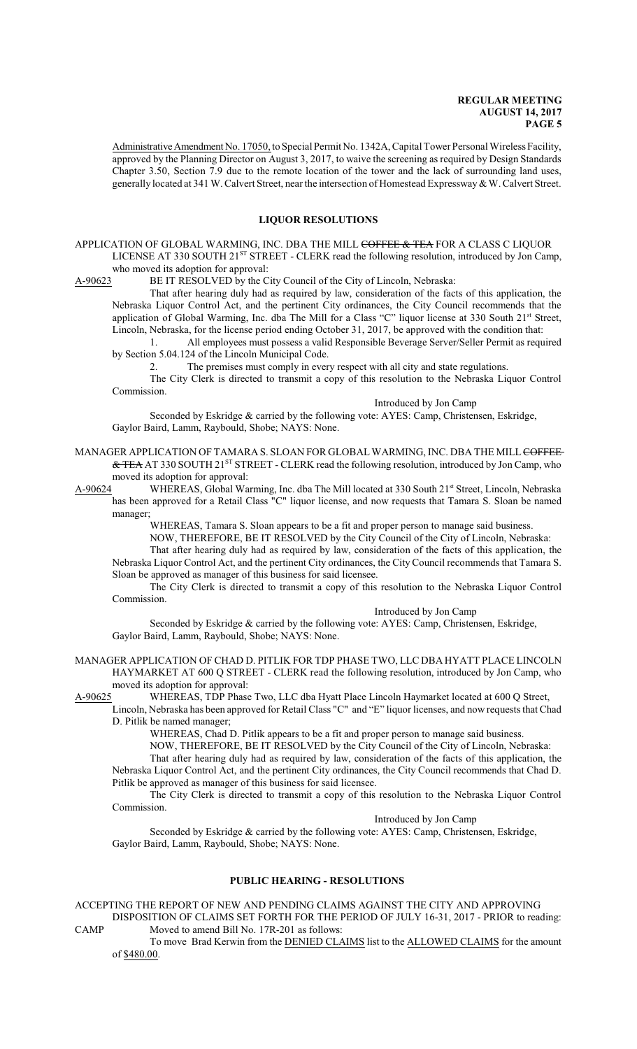Administrative Amendment No. 17050, to Special Permit No. 1342A, Capital Tower Personal Wireless Facility, approved by the Planning Director on August 3, 2017, to waive the screening as required by Design Standards Chapter 3.50, Section 7.9 due to the remote location of the tower and the lack of surrounding land uses, generally located at 341 W. Calvert Street, near the intersection of Homestead Expressway & W. Calvert Street.

## LIQUOR RESOLUTIONS

APPLICATION OF GLOBAL WARMING, INC. DBA THE MILL ~~COFFEE & TEA~~ FOR A CLASS C LIQUOR LICENSE AT 330 SOUTH 21ST STREET - CLERK read the following resolution, introduced by Jon Camp, who moved its adoption for approval:

A-90623 BE IT RESOLVED by the City Council of the City of Lincoln, Nebraska:

That after hearing duly had as required by law, consideration of the facts of this application, the Nebraska Liquor Control Act, and the pertinent City ordinances, the City Council recommends that the application of Global Warming, Inc. dba The Mill for a Class "C" liquor license at 330 South 21st Street, Lincoln, Nebraska, for the license period ending October 31, 2017, be approved with the condition that:

1. All employees must possess a valid Responsible Beverage Server/Seller Permit as required by Section 5.04.124 of the Lincoln Municipal Code.
2. The premises must comply in every respect with all city and state regulations.

The City Clerk is directed to transmit a copy of this resolution to the Nebraska Liquor Control Commission.

Introduced by Jon Camp

Seconded by Eskridge & carried by the following vote: AYES: Camp, Christensen, Eskridge, Gaylor Baird, Lamm, Raybould, Shobe; NAYS: None.

MANAGER APPLICATION OF TAMARA S. SLOAN FOR GLOBAL WARMING, INC. DBA THE MILL ~~COFFEE & TEA~~ AT 330 SOUTH 21ST STREET - CLERK read the following resolution, introduced by Jon Camp, who moved its adoption for approval:

A-90624 WHEREAS, Global Warming, Inc. dba The Mill located at 330 South 21st Street, Lincoln, Nebraska has been approved for a Retail Class "C" liquor license, and now requests that Tamara S. Sloan be named manager;

WHEREAS, Tamara S. Sloan appears to be a fit and proper person to manage said business.

NOW, THEREFORE, BE IT RESOLVED by the City Council of the City of Lincoln, Nebraska:

That after hearing duly had as required by law, consideration of the facts of this application, the Nebraska Liquor Control Act, and the pertinent City ordinances, the City Council recommends that Tamara S. Sloan be approved as manager of this business for said licensee.

The City Clerk is directed to transmit a copy of this resolution to the Nebraska Liquor Control Commission.

Introduced by Jon Camp

Seconded by Eskridge & carried by the following vote: AYES: Camp, Christensen, Eskridge, Gaylor Baird, Lamm, Raybould, Shobe; NAYS: None.

MANAGER APPLICATION OF CHAD D. PITLIK FOR TDP PHASE TWO, LLC DBA HYATT PLACE LINCOLN HAYMARKET AT 600 Q STREET - CLERK read the following resolution, introduced by Jon Camp, who moved its adoption for approval:

A-90625 WHEREAS, TDP Phase Two, LLC dba Hyatt Place Lincoln Haymarket located at 600 Q Street, Lincoln, Nebraska has been approved for Retail Class "C" and "E" liquor licenses, and now requests that Chad D. Pitlik be named manager;

WHEREAS, Chad D. Pitlik appears to be a fit and proper person to manage said business.

NOW, THEREFORE, BE IT RESOLVED by the City Council of the City of Lincoln, Nebraska:

That after hearing duly had as required by law, consideration of the facts of this application, the Nebraska Liquor Control Act, and the pertinent City ordinances, the City Council recommends that Chad D. Pitlik be approved as manager of this business for said licensee.

The City Clerk is directed to transmit a copy of this resolution to the Nebraska Liquor Control Commission.

Introduced by Jon Camp

Seconded by Eskridge & carried by the following vote: AYES: Camp, Christensen, Eskridge, Gaylor Baird, Lamm, Raybould, Shobe; NAYS: None.

## PUBLIC HEARING - RESOLUTIONS

ACCEPTING THE REPORT OF NEW AND PENDING CLAIMS AGAINST THE CITY AND APPROVING DISPOSITION OF CLAIMS SET FORTH FOR THE PERIOD OF JULY 16-31, 2017 - PRIOR to reading:

CAMP Moved to amend Bill No. 17R-201 as follows:

To move Brad Kerwin from the DENIED CLAIMS list to the ALLOWED CLAIMS for the amount of $480.00.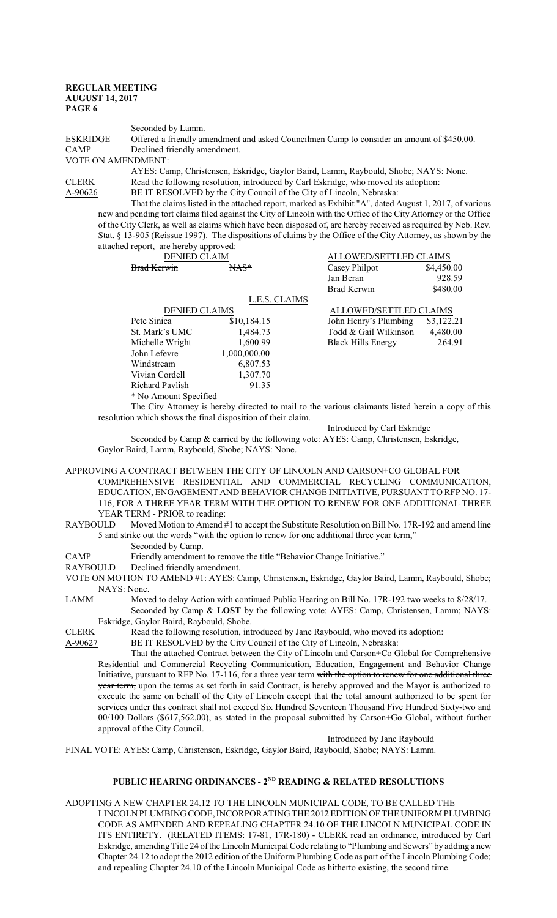Seconded by Lamm.

ESKRIDGE Offered a friendly amendment and asked Councilmen Camp to consider an amount of $450.00.

CAMP Declined friendly amendment.

VOTE ON AMENDMENT:

AYES: Camp, Christensen, Eskridge, Gaylor Baird, Lamm, Raybould, Shobe; NAYS: None.

CLERK Read the following resolution, introduced by Carl Eskridge, who moved its adoption:

A-90626 BE IT RESOLVED by the City Council of the City of Lincoln, Nebraska:

That the claims listed in the attached report, marked as Exhibit "A", dated August 1, 2017, of various new and pending tort claims filed against the City of Lincoln with the Office of the City Attorney or the Office of the City Clerk, as well as claims which have been disposed of, are hereby received as required by Neb. Rev. Stat. § 13-905 (Reissue 1997). The dispositions of claims by the Office of the City Attorney, as shown by the attached report, are hereby approved:

| DENIED CLAIM | | ALLOWED/SETTLED CLAIMS | |
|---|---|---|---|
| ~~Brad Kerwin~~ | ~~NAS*~~ | Casey Philpot | $4,450.00 |
| | | Jan Beran | 928.59 |
| | | Brad Kerwin | $480.00 |

L.E.S. CLAIMS

| DENIED CLAIMS | | ALLOWED/SETTLED CLAIMS | |
|---|---|---|---|
| Pete Sinica | $10,184.15 | John Henry's Plumbing | $3,122.21 |
| St. Mark's UMC | 1,484.73 | Todd & Gail Wilkinson | 4,480.00 |
| Michelle Wright | 1,600.99 | Black Hills Energy | 264.91 |
| John Lefevre | 1,000,000.00 | | |
| Windstream | 6,807.53 | | |
| Vivian Cordell | 1,307.70 | | |
| Richard Pavlish | 91.35 | | |

\* No Amount Specified

The City Attorney is hereby directed to mail to the various claimants listed herein a copy of this resolution which shows the final disposition of their claim.

Introduced by Carl Eskridge

Seconded by Camp & carried by the following vote: AYES: Camp, Christensen, Eskridge, Gaylor Baird, Lamm, Raybould, Shobe; NAYS: None.

APPROVING A CONTRACT BETWEEN THE CITY OF LINCOLN AND CARSON+CO GLOBAL FOR COMPREHENSIVE RESIDENTIAL AND COMMERCIAL RECYCLING COMMUNICATION, EDUCATION, ENGAGEMENT AND BEHAVIOR CHANGE INITIATIVE, PURSUANT TO RFP NO. 17-116, FOR A THREE YEAR TERM WITH THE OPTION TO RENEW FOR ONE ADDITIONAL THREE YEAR TERM - PRIOR to reading:

RAYBOULD Moved Motion to Amend #1 to accept the Substitute Resolution on Bill No. 17R-192 and amend line 5 and strike out the words "with the option to renew for one additional three year term,"

Seconded by Camp.

CAMP Friendly amendment to remove the title "Behavior Change Initiative."

RAYBOULD Declined friendly amendment.

VOTE ON MOTION TO AMEND #1: AYES: Camp, Christensen, Eskridge, Gaylor Baird, Lamm, Raybould, Shobe; NAYS: None.

LAMM Moved to delay Action with continued Public Hearing on Bill No. 17R-192 two weeks to 8/28/17.

Seconded by Camp & **LOST** by the following vote: AYES: Camp, Christensen, Lamm; NAYS: Eskridge, Gaylor Baird, Raybould, Shobe.

CLERK Read the following resolution, introduced by Jane Raybould, who moved its adoption:

A-90627 BE IT RESOLVED by the City Council of the City of Lincoln, Nebraska:

That the attached Contract between the City of Lincoln and Carson+Co Global for Comprehensive Residential and Commercial Recycling Communication, Education, Engagement and Behavior Change Initiative, pursuant to RFP No. 17-116, for a three year term ~~with the option to renew for one additional three year term,~~ upon the terms as set forth in said Contract, is hereby approved and the Mayor is authorized to execute the same on behalf of the City of Lincoln except that the total amount authorized to be spent for services under this contract shall not exceed Six Hundred Seventeen Thousand Five Hundred Sixty-two and 00/100 Dollars ($617,562.00), as stated in the proposal submitted by Carson+Go Global, without further approval of the City Council.

Introduced by Jane Raybould

FINAL VOTE: AYES: Camp, Christensen, Eskridge, Gaylor Baird, Raybould, Shobe; NAYS: Lamm.

## PUBLIC HEARING ORDINANCES - 2ND READING & RELATED RESOLUTIONS

ADOPTING A NEW CHAPTER 24.12 TO THE LINCOLN MUNICIPAL CODE, TO BE CALLED THE LINCOLN PLUMBING CODE, INCORPORATING THE 2012 EDITION OF THE UNIFORM PLUMBING CODE AS AMENDED AND REPEALING CHAPTER 24.10 OF THE LINCOLN MUNICIPAL CODE IN ITS ENTIRETY. (RELATED ITEMS: 17-81, 17R-180) - CLERK read an ordinance, introduced by Carl Eskridge, amending Title 24 of the Lincoln Municipal Code relating to "Plumbing and Sewers" by adding a new Chapter 24.12 to adopt the 2012 edition of the Uniform Plumbing Code as part of the Lincoln Plumbing Code; and repealing Chapter 24.10 of the Lincoln Municipal Code as hitherto existing, the second time.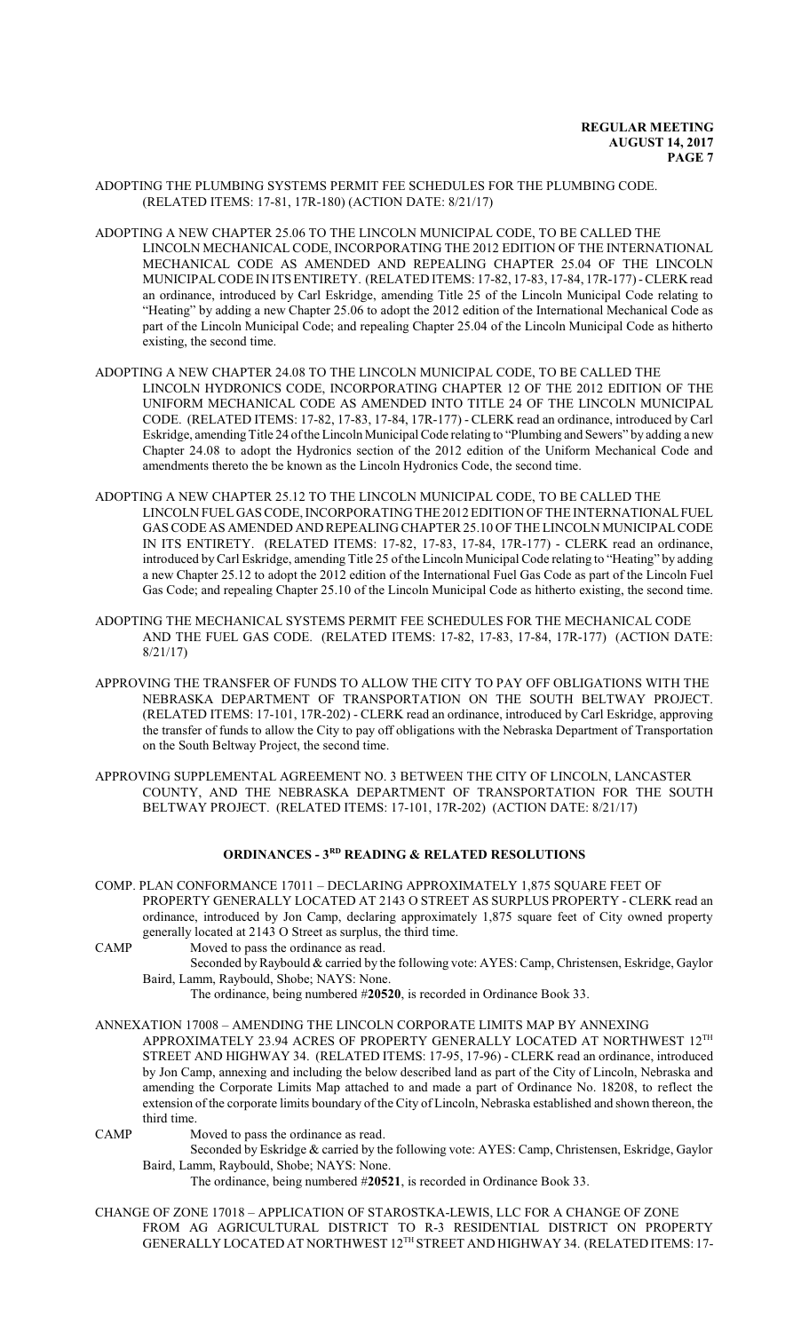ADOPTING THE PLUMBING SYSTEMS PERMIT FEE SCHEDULES FOR THE PLUMBING CODE. (RELATED ITEMS: 17-81, 17R-180) (ACTION DATE: 8/21/17)

ADOPTING A NEW CHAPTER 25.06 TO THE LINCOLN MUNICIPAL CODE, TO BE CALLED THE LINCOLN MECHANICAL CODE, INCORPORATING THE 2012 EDITION OF THE INTERNATIONAL MECHANICAL CODE AS AMENDED AND REPEALING CHAPTER 25.04 OF THE LINCOLN MUNICIPAL CODE IN ITS ENTIRETY. (RELATED ITEMS: 17-82, 17-83, 17-84, 17R-177) - CLERK read an ordinance, introduced by Carl Eskridge, amending Title 25 of the Lincoln Municipal Code relating to "Heating" by adding a new Chapter 25.06 to adopt the 2012 edition of the International Mechanical Code as part of the Lincoln Municipal Code; and repealing Chapter 25.04 of the Lincoln Municipal Code as hitherto existing, the second time.

ADOPTING A NEW CHAPTER 24.08 TO THE LINCOLN MUNICIPAL CODE, TO BE CALLED THE LINCOLN HYDRONICS CODE, INCORPORATING CHAPTER 12 OF THE 2012 EDITION OF THE UNIFORM MECHANICAL CODE AS AMENDED INTO TITLE 24 OF THE LINCOLN MUNICIPAL CODE. (RELATED ITEMS: 17-82, 17-83, 17-84, 17R-177) - CLERK read an ordinance, introduced by Carl Eskridge, amending Title 24 of the Lincoln Municipal Code relating to "Plumbing and Sewers" by adding a new Chapter 24.08 to adopt the Hydronics section of the 2012 edition of the Uniform Mechanical Code and amendments thereto the be known as the Lincoln Hydronics Code, the second time.

ADOPTING A NEW CHAPTER 25.12 TO THE LINCOLN MUNICIPAL CODE, TO BE CALLED THE LINCOLN FUEL GAS CODE, INCORPORATING THE 2012 EDITION OF THE INTERNATIONAL FUEL GAS CODE AS AMENDED AND REPEALING CHAPTER 25.10 OF THE LINCOLN MUNICIPAL CODE IN ITS ENTIRETY. (RELATED ITEMS: 17-82, 17-83, 17-84, 17R-177) - CLERK read an ordinance, introduced by Carl Eskridge, amending Title 25 of the Lincoln Municipal Code relating to "Heating" by adding a new Chapter 25.12 to adopt the 2012 edition of the International Fuel Gas Code as part of the Lincoln Fuel Gas Code; and repealing Chapter 25.10 of the Lincoln Municipal Code as hitherto existing, the second time.

ADOPTING THE MECHANICAL SYSTEMS PERMIT FEE SCHEDULES FOR THE MECHANICAL CODE AND THE FUEL GAS CODE. (RELATED ITEMS: 17-82, 17-83, 17-84, 17R-177) (ACTION DATE: 8/21/17)

APPROVING THE TRANSFER OF FUNDS TO ALLOW THE CITY TO PAY OFF OBLIGATIONS WITH THE NEBRASKA DEPARTMENT OF TRANSPORTATION ON THE SOUTH BELTWAY PROJECT. (RELATED ITEMS: 17-101, 17R-202) - CLERK read an ordinance, introduced by Carl Eskridge, approving the transfer of funds to allow the City to pay off obligations with the Nebraska Department of Transportation on the South Beltway Project, the second time.

APPROVING SUPPLEMENTAL AGREEMENT NO. 3 BETWEEN THE CITY OF LINCOLN, LANCASTER COUNTY, AND THE NEBRASKA DEPARTMENT OF TRANSPORTATION FOR THE SOUTH BELTWAY PROJECT. (RELATED ITEMS: 17-101, 17R-202) (ACTION DATE: 8/21/17)

## ORDINANCES - 3RD READING & RELATED RESOLUTIONS

COMP. PLAN CONFORMANCE 17011 – DECLARING APPROXIMATELY 1,875 SQUARE FEET OF PROPERTY GENERALLY LOCATED AT 2143 O STREET AS SURPLUS PROPERTY - CLERK read an ordinance, introduced by Jon Camp, declaring approximately 1,875 square feet of City owned property generally located at 2143 O Street as surplus, the third time.

CAMP Moved to pass the ordinance as read.

Seconded by Raybould & carried by the following vote: AYES: Camp, Christensen, Eskridge, Gaylor Baird, Lamm, Raybould, Shobe; NAYS: None.

The ordinance, being numbered #**20520**, is recorded in Ordinance Book 33.

ANNEXATION 17008 – AMENDING THE LINCOLN CORPORATE LIMITS MAP BY ANNEXING APPROXIMATELY 23.94 ACRES OF PROPERTY GENERALLY LOCATED AT NORTHWEST 12TH STREET AND HIGHWAY 34. (RELATED ITEMS: 17-95, 17-96) - CLERK read an ordinance, introduced by Jon Camp, annexing and including the below described land as part of the City of Lincoln, Nebraska and amending the Corporate Limits Map attached to and made a part of Ordinance No. 18208, to reflect the extension of the corporate limits boundary of the City of Lincoln, Nebraska established and shown thereon, the third time.

CAMP Moved to pass the ordinance as read.

Seconded by Eskridge & carried by the following vote: AYES: Camp, Christensen, Eskridge, Gaylor Baird, Lamm, Raybould, Shobe; NAYS: None.

The ordinance, being numbered #**20521**, is recorded in Ordinance Book 33.

CHANGE OF ZONE 17018 – APPLICATION OF STAROSTKA-LEWIS, LLC FOR A CHANGE OF ZONE FROM AG AGRICULTURAL DISTRICT TO R-3 RESIDENTIAL DISTRICT ON PROPERTY GENERALLY LOCATED AT NORTHWEST 12TH STREET AND HIGHWAY 34. (RELATED ITEMS: 17-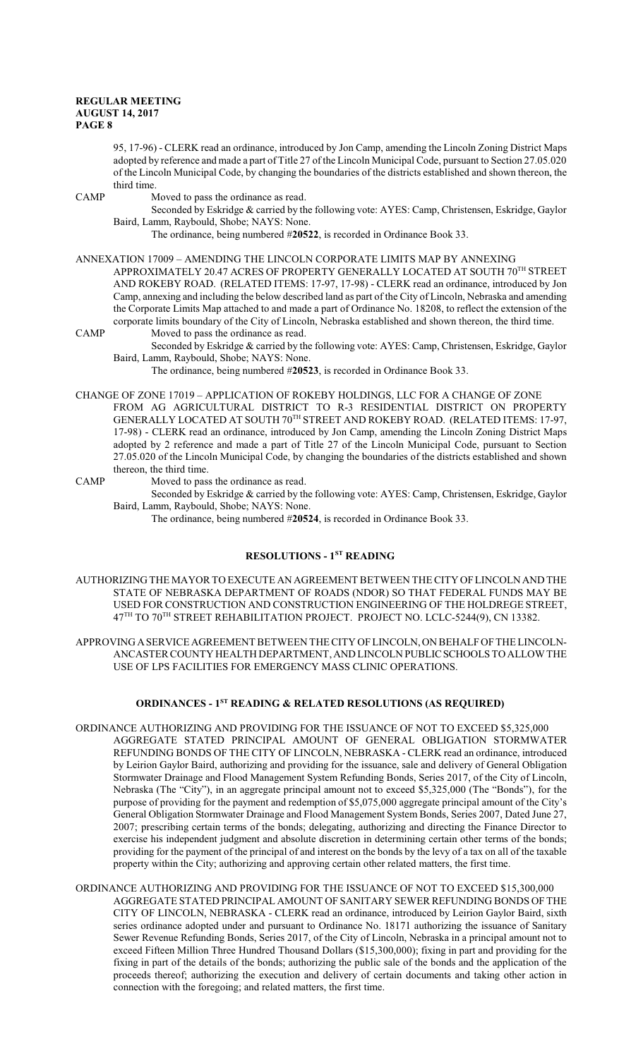95, 17-96) - CLERK read an ordinance, introduced by Jon Camp, amending the Lincoln Zoning District Maps adopted by reference and made a part of Title 27 of the Lincoln Municipal Code, pursuant to Section 27.05.020 of the Lincoln Municipal Code, by changing the boundaries of the districts established and shown thereon, the third time.

CAMP Moved to pass the ordinance as read.

Seconded by Eskridge & carried by the following vote: AYES: Camp, Christensen, Eskridge, Gaylor Baird, Lamm, Raybould, Shobe; NAYS: None.

The ordinance, being numbered #**20522**, is recorded in Ordinance Book 33.

ANNEXATION 17009 – AMENDING THE LINCOLN CORPORATE LIMITS MAP BY ANNEXING APPROXIMATELY 20.47 ACRES OF PROPERTY GENERALLY LOCATED AT SOUTH 70TH STREET AND ROKEBY ROAD. (RELATED ITEMS: 17-97, 17-98) - CLERK read an ordinance, introduced by Jon Camp, annexing and including the below described land as part of the City of Lincoln, Nebraska and amending the Corporate Limits Map attached to and made a part of Ordinance No. 18208, to reflect the extension of the corporate limits boundary of the City of Lincoln, Nebraska established and shown thereon, the third time.

CAMP Moved to pass the ordinance as read.

Seconded by Eskridge & carried by the following vote: AYES: Camp, Christensen, Eskridge, Gaylor Baird, Lamm, Raybould, Shobe; NAYS: None.

The ordinance, being numbered #**20523**, is recorded in Ordinance Book 33.

CHANGE OF ZONE 17019 – APPLICATION OF ROKEBY HOLDINGS, LLC FOR A CHANGE OF ZONE FROM AG AGRICULTURAL DISTRICT TO R-3 RESIDENTIAL DISTRICT ON PROPERTY GENERALLY LOCATED AT SOUTH 70TH STREET AND ROKEBY ROAD. (RELATED ITEMS: 17-97, 17-98) - CLERK read an ordinance, introduced by Jon Camp, amending the Lincoln Zoning District Maps adopted by 2 reference and made a part of Title 27 of the Lincoln Municipal Code, pursuant to Section 27.05.020 of the Lincoln Municipal Code, by changing the boundaries of the districts established and shown thereon, the third time.

CAMP Moved to pass the ordinance as read.

Seconded by Eskridge & carried by the following vote: AYES: Camp, Christensen, Eskridge, Gaylor Baird, Lamm, Raybould, Shobe; NAYS: None.

The ordinance, being numbered #**20524**, is recorded in Ordinance Book 33.

## RESOLUTIONS - 1ST READING

AUTHORIZING THE MAYOR TO EXECUTE AN AGREEMENT BETWEEN THE CITY OF LINCOLN AND THE STATE OF NEBRASKA DEPARTMENT OF ROADS (NDOR) SO THAT FEDERAL FUNDS MAY BE USED FOR CONSTRUCTION AND CONSTRUCTION ENGINEERING OF THE HOLDREGE STREET, 47TH TO 70TH STREET REHABILITATION PROJECT. PROJECT NO. LCLC-5244(9), CN 13382.

APPROVING A SERVICE AGREEMENT BETWEEN THE CITY OF LINCOLN, ON BEHALF OF THE LINCOLN-ANCASTER COUNTY HEALTH DEPARTMENT, AND LINCOLN PUBLIC SCHOOLS TO ALLOW THE USE OF LPS FACILITIES FOR EMERGENCY MASS CLINIC OPERATIONS.

## ORDINANCES - 1ST READING & RELATED RESOLUTIONS (AS REQUIRED)

ORDINANCE AUTHORIZING AND PROVIDING FOR THE ISSUANCE OF NOT TO EXCEED $5,325,000 AGGREGATE STATED PRINCIPAL AMOUNT OF GENERAL OBLIGATION STORMWATER REFUNDING BONDS OF THE CITY OF LINCOLN, NEBRASKA - CLERK read an ordinance, introduced by Leirion Gaylor Baird, authorizing and providing for the issuance, sale and delivery of General Obligation Stormwater Drainage and Flood Management System Refunding Bonds, Series 2017, of the City of Lincoln, Nebraska (The "City"), in an aggregate principal amount not to exceed $5,325,000 (The "Bonds"), for the purpose of providing for the payment and redemption of $5,075,000 aggregate principal amount of the City's General Obligation Stormwater Drainage and Flood Management System Bonds, Series 2007, Dated June 27, 2007; prescribing certain terms of the bonds; delegating, authorizing and directing the Finance Director to exercise his independent judgment and absolute discretion in determining certain other terms of the bonds; providing for the payment of the principal of and interest on the bonds by the levy of a tax on all of the taxable property within the City; authorizing and approving certain other related matters, the first time.

ORDINANCE AUTHORIZING AND PROVIDING FOR THE ISSUANCE OF NOT TO EXCEED $15,300,000 AGGREGATE STATED PRINCIPAL AMOUNT OF SANITARY SEWER REFUNDING BONDS OF THE CITY OF LINCOLN, NEBRASKA - CLERK read an ordinance, introduced by Leirion Gaylor Baird, sixth series ordinance adopted under and pursuant to Ordinance No. 18171 authorizing the issuance of Sanitary Sewer Revenue Refunding Bonds, Series 2017, of the City of Lincoln, Nebraska in a principal amount not to exceed Fifteen Million Three Hundred Thousand Dollars ($15,300,000); fixing in part and providing for the fixing in part of the details of the bonds; authorizing the public sale of the bonds and the application of the proceeds thereof; authorizing the execution and delivery of certain documents and taking other action in connection with the foregoing; and related matters, the first time.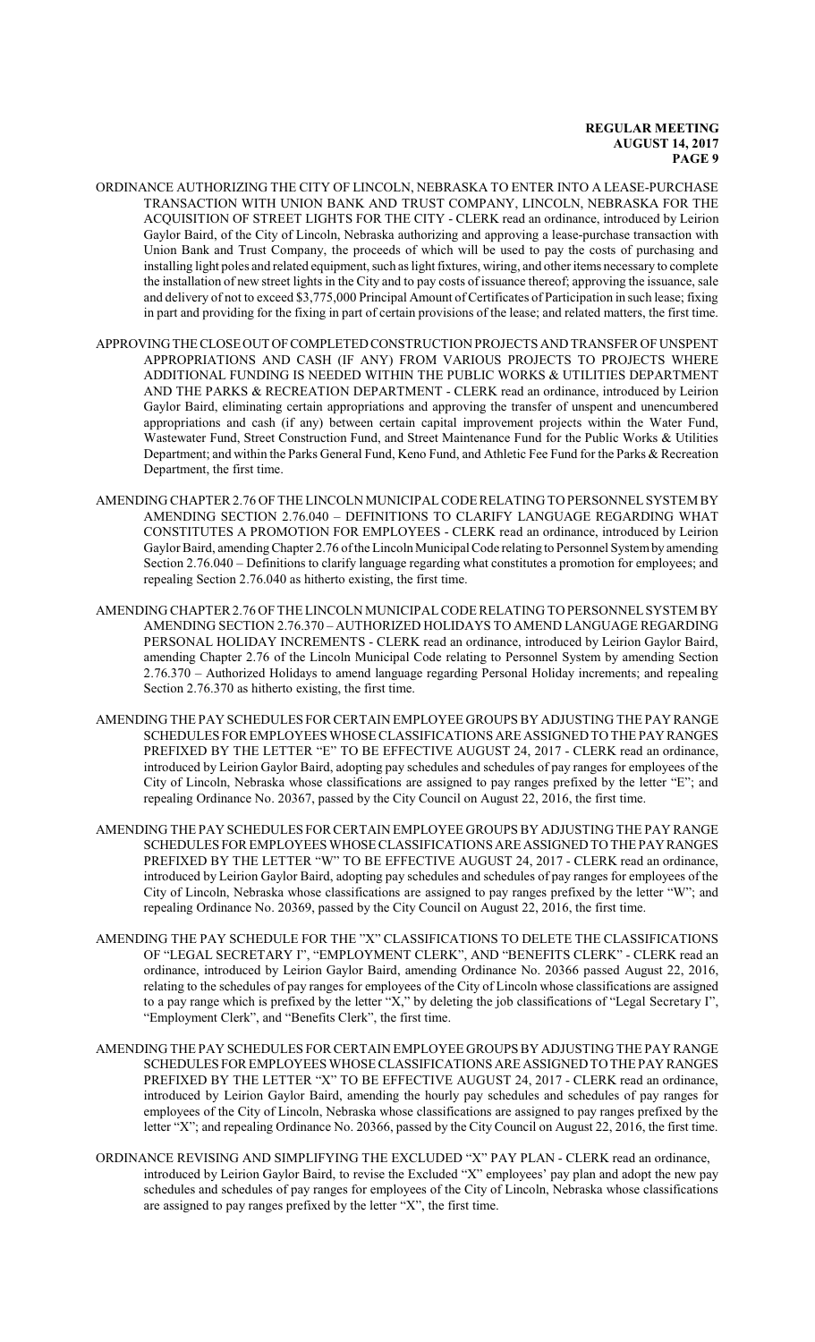ORDINANCE AUTHORIZING THE CITY OF LINCOLN, NEBRASKA TO ENTER INTO A LEASE-PURCHASE TRANSACTION WITH UNION BANK AND TRUST COMPANY, LINCOLN, NEBRASKA FOR THE ACQUISITION OF STREET LIGHTS FOR THE CITY - CLERK read an ordinance, introduced by Leirion Gaylor Baird, of the City of Lincoln, Nebraska authorizing and approving a lease-purchase transaction with Union Bank and Trust Company, the proceeds of which will be used to pay the costs of purchasing and installing light poles and related equipment, such as light fixtures, wiring, and other items necessary to complete the installation of new street lights in the City and to pay costs of issuance thereof; approving the issuance, sale and delivery of not to exceed $3,775,000 Principal Amount of Certificates of Participation in such lease; fixing in part and providing for the fixing in part of certain provisions of the lease; and related matters, the first time.

APPROVING THE CLOSE OUT OF COMPLETED CONSTRUCTION PROJECTS AND TRANSFER OF UNSPENT APPROPRIATIONS AND CASH (IF ANY) FROM VARIOUS PROJECTS TO PROJECTS WHERE ADDITIONAL FUNDING IS NEEDED WITHIN THE PUBLIC WORKS & UTILITIES DEPARTMENT AND THE PARKS & RECREATION DEPARTMENT - CLERK read an ordinance, introduced by Leirion Gaylor Baird, eliminating certain appropriations and approving the transfer of unspent and unencumbered appropriations and cash (if any) between certain capital improvement projects within the Water Fund, Wastewater Fund, Street Construction Fund, and Street Maintenance Fund for the Public Works & Utilities Department; and within the Parks General Fund, Keno Fund, and Athletic Fee Fund for the Parks & Recreation Department, the first time.

AMENDING CHAPTER 2.76 OF THE LINCOLN MUNICIPAL CODE RELATING TO PERSONNEL SYSTEM BY AMENDING SECTION 2.76.040 – DEFINITIONS TO CLARIFY LANGUAGE REGARDING WHAT CONSTITUTES A PROMOTION FOR EMPLOYEES - CLERK read an ordinance, introduced by Leirion Gaylor Baird, amending Chapter 2.76 of the Lincoln Municipal Code relating to Personnel System by amending Section 2.76.040 – Definitions to clarify language regarding what constitutes a promotion for employees; and repealing Section 2.76.040 as hitherto existing, the first time.

AMENDING CHAPTER 2.76 OF THE LINCOLN MUNICIPAL CODE RELATING TO PERSONNEL SYSTEM BY AMENDING SECTION 2.76.370 – AUTHORIZED HOLIDAYS TO AMEND LANGUAGE REGARDING PERSONAL HOLIDAY INCREMENTS - CLERK read an ordinance, introduced by Leirion Gaylor Baird, amending Chapter 2.76 of the Lincoln Municipal Code relating to Personnel System by amending Section 2.76.370 – Authorized Holidays to amend language regarding Personal Holiday increments; and repealing Section 2.76.370 as hitherto existing, the first time.

AMENDING THE PAY SCHEDULES FOR CERTAIN EMPLOYEE GROUPS BY ADJUSTING THE PAY RANGE SCHEDULES FOR EMPLOYEES WHOSE CLASSIFICATIONS ARE ASSIGNED TO THE PAY RANGES PREFIXED BY THE LETTER "E" TO BE EFFECTIVE AUGUST 24, 2017 - CLERK read an ordinance, introduced by Leirion Gaylor Baird, adopting pay schedules and schedules of pay ranges for employees of the City of Lincoln, Nebraska whose classifications are assigned to pay ranges prefixed by the letter "E"; and repealing Ordinance No. 20367, passed by the City Council on August 22, 2016, the first time.

AMENDING THE PAY SCHEDULES FOR CERTAIN EMPLOYEE GROUPS BY ADJUSTING THE PAY RANGE SCHEDULES FOR EMPLOYEES WHOSE CLASSIFICATIONS ARE ASSIGNED TO THE PAY RANGES PREFIXED BY THE LETTER "W" TO BE EFFECTIVE AUGUST 24, 2017 - CLERK read an ordinance, introduced by Leirion Gaylor Baird, adopting pay schedules and schedules of pay ranges for employees of the City of Lincoln, Nebraska whose classifications are assigned to pay ranges prefixed by the letter "W"; and repealing Ordinance No. 20369, passed by the City Council on August 22, 2016, the first time.

AMENDING THE PAY SCHEDULE FOR THE "X" CLASSIFICATIONS TO DELETE THE CLASSIFICATIONS OF "LEGAL SECRETARY I", "EMPLOYMENT CLERK", AND "BENEFITS CLERK" - CLERK read an ordinance, introduced by Leirion Gaylor Baird, amending Ordinance No. 20366 passed August 22, 2016, relating to the schedules of pay ranges for employees of the City of Lincoln whose classifications are assigned to a pay range which is prefixed by the letter "X," by deleting the job classifications of "Legal Secretary I", "Employment Clerk", and "Benefits Clerk", the first time.

AMENDING THE PAY SCHEDULES FOR CERTAIN EMPLOYEE GROUPS BY ADJUSTING THE PAY RANGE SCHEDULES FOR EMPLOYEES WHOSE CLASSIFICATIONS ARE ASSIGNED TO THE PAY RANGES PREFIXED BY THE LETTER "X" TO BE EFFECTIVE AUGUST 24, 2017 - CLERK read an ordinance, introduced by Leirion Gaylor Baird, amending the hourly pay schedules and schedules of pay ranges for employees of the City of Lincoln, Nebraska whose classifications are assigned to pay ranges prefixed by the letter "X"; and repealing Ordinance No. 20366, passed by the City Council on August 22, 2016, the first time.

ORDINANCE REVISING AND SIMPLIFYING THE EXCLUDED "X" PAY PLAN - CLERK read an ordinance, introduced by Leirion Gaylor Baird, to revise the Excluded "X" employees' pay plan and adopt the new pay schedules and schedules of pay ranges for employees of the City of Lincoln, Nebraska whose classifications are assigned to pay ranges prefixed by the letter "X", the first time.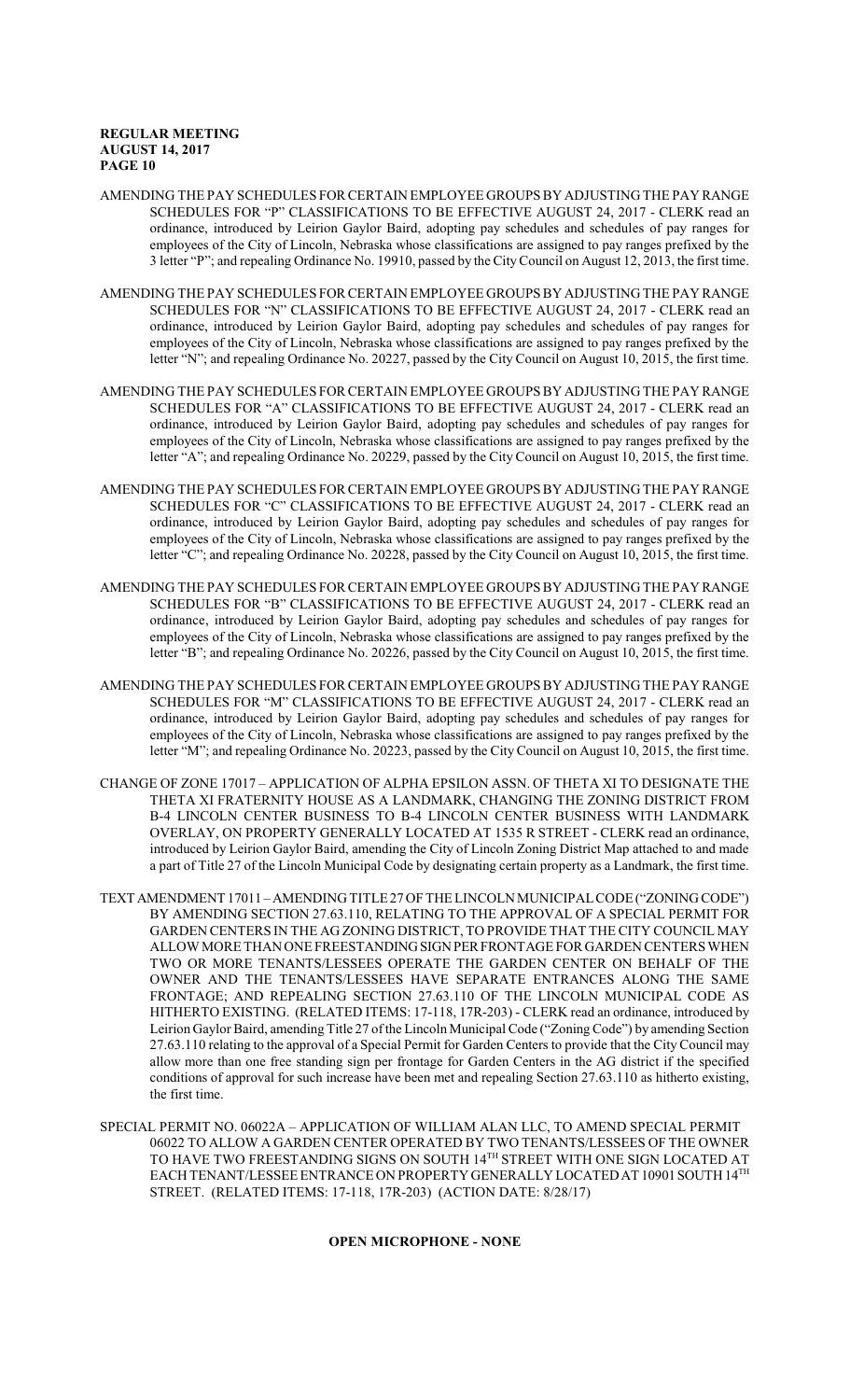AMENDING THE PAY SCHEDULES FOR CERTAIN EMPLOYEE GROUPS BY ADJUSTING THE PAY RANGE SCHEDULES FOR "P" CLASSIFICATIONS TO BE EFFECTIVE AUGUST 24, 2017 - CLERK read an ordinance, introduced by Leirion Gaylor Baird, adopting pay schedules and schedules of pay ranges for employees of the City of Lincoln, Nebraska whose classifications are assigned to pay ranges prefixed by the 3 letter "P"; and repealing Ordinance No. 19910, passed by the City Council on August 12, 2013, the first time.

AMENDING THE PAY SCHEDULES FOR CERTAIN EMPLOYEE GROUPS BY ADJUSTING THE PAY RANGE SCHEDULES FOR "N" CLASSIFICATIONS TO BE EFFECTIVE AUGUST 24, 2017 - CLERK read an ordinance, introduced by Leirion Gaylor Baird, adopting pay schedules and schedules of pay ranges for employees of the City of Lincoln, Nebraska whose classifications are assigned to pay ranges prefixed by the letter "N"; and repealing Ordinance No. 20227, passed by the City Council on August 10, 2015, the first time.

AMENDING THE PAY SCHEDULES FOR CERTAIN EMPLOYEE GROUPS BY ADJUSTING THE PAY RANGE SCHEDULES FOR "A" CLASSIFICATIONS TO BE EFFECTIVE AUGUST 24, 2017 - CLERK read an ordinance, introduced by Leirion Gaylor Baird, adopting pay schedules and schedules of pay ranges for employees of the City of Lincoln, Nebraska whose classifications are assigned to pay ranges prefixed by the letter "A"; and repealing Ordinance No. 20229, passed by the City Council on August 10, 2015, the first time.

AMENDING THE PAY SCHEDULES FOR CERTAIN EMPLOYEE GROUPS BY ADJUSTING THE PAY RANGE SCHEDULES FOR "C" CLASSIFICATIONS TO BE EFFECTIVE AUGUST 24, 2017 - CLERK read an ordinance, introduced by Leirion Gaylor Baird, adopting pay schedules and schedules of pay ranges for employees of the City of Lincoln, Nebraska whose classifications are assigned to pay ranges prefixed by the letter "C"; and repealing Ordinance No. 20228, passed by the City Council on August 10, 2015, the first time.

AMENDING THE PAY SCHEDULES FOR CERTAIN EMPLOYEE GROUPS BY ADJUSTING THE PAY RANGE SCHEDULES FOR "B" CLASSIFICATIONS TO BE EFFECTIVE AUGUST 24, 2017 - CLERK read an ordinance, introduced by Leirion Gaylor Baird, adopting pay schedules and schedules of pay ranges for employees of the City of Lincoln, Nebraska whose classifications are assigned to pay ranges prefixed by the letter "B"; and repealing Ordinance No. 20226, passed by the City Council on August 10, 2015, the first time.

AMENDING THE PAY SCHEDULES FOR CERTAIN EMPLOYEE GROUPS BY ADJUSTING THE PAY RANGE SCHEDULES FOR "M" CLASSIFICATIONS TO BE EFFECTIVE AUGUST 24, 2017 - CLERK read an ordinance, introduced by Leirion Gaylor Baird, adopting pay schedules and schedules of pay ranges for employees of the City of Lincoln, Nebraska whose classifications are assigned to pay ranges prefixed by the letter "M"; and repealing Ordinance No. 20223, passed by the City Council on August 10, 2015, the first time.

CHANGE OF ZONE 17017 – APPLICATION OF ALPHA EPSILON ASSN. OF THETA XI TO DESIGNATE THE THETA XI FRATERNITY HOUSE AS A LANDMARK, CHANGING THE ZONING DISTRICT FROM B-4 LINCOLN CENTER BUSINESS TO B-4 LINCOLN CENTER BUSINESS WITH LANDMARK OVERLAY, ON PROPERTY GENERALLY LOCATED AT 1535 R STREET - CLERK read an ordinance, introduced by Leirion Gaylor Baird, amending the City of Lincoln Zoning District Map attached to and made a part of Title 27 of the Lincoln Municipal Code by designating certain property as a Landmark, the first time.

TEXT AMENDMENT 17011 – AMENDING TITLE 27 OF THE LINCOLN MUNICIPAL CODE ("ZONING CODE") BY AMENDING SECTION 27.63.110, RELATING TO THE APPROVAL OF A SPECIAL PERMIT FOR GARDEN CENTERS IN THE AG ZONING DISTRICT, TO PROVIDE THAT THE CITY COUNCIL MAY ALLOW MORE THAN ONE FREESTANDING SIGN PER FRONTAGE FOR GARDEN CENTERS WHEN TWO OR MORE TENANTS/LESSEES OPERATE THE GARDEN CENTER ON BEHALF OF THE OWNER AND THE TENANTS/LESSEES HAVE SEPARATE ENTRANCES ALONG THE SAME FRONTAGE; AND REPEALING SECTION 27.63.110 OF THE LINCOLN MUNICIPAL CODE AS HITHERTO EXISTING. (RELATED ITEMS: 17-118, 17R-203) - CLERK read an ordinance, introduced by Leirion Gaylor Baird, amending Title 27 of the Lincoln Municipal Code ("Zoning Code") by amending Section 27.63.110 relating to the approval of a Special Permit for Garden Centers to provide that the City Council may allow more than one free standing sign per frontage for Garden Centers in the AG district if the specified conditions of approval for such increase have been met and repealing Section 27.63.110 as hitherto existing, the first time.

SPECIAL PERMIT NO. 06022A – APPLICATION OF WILLIAM ALAN LLC, TO AMEND SPECIAL PERMIT 06022 TO ALLOW A GARDEN CENTER OPERATED BY TWO TENANTS/LESSEES OF THE OWNER TO HAVE TWO FREESTANDING SIGNS ON SOUTH 14TH STREET WITH ONE SIGN LOCATED AT EACH TENANT/LESSEE ENTRANCE ON PROPERTY GENERALLY LOCATED AT 10901 SOUTH 14TH STREET. (RELATED ITEMS: 17-118, 17R-203) (ACTION DATE: 8/28/17)

**OPEN MICROPHONE - NONE**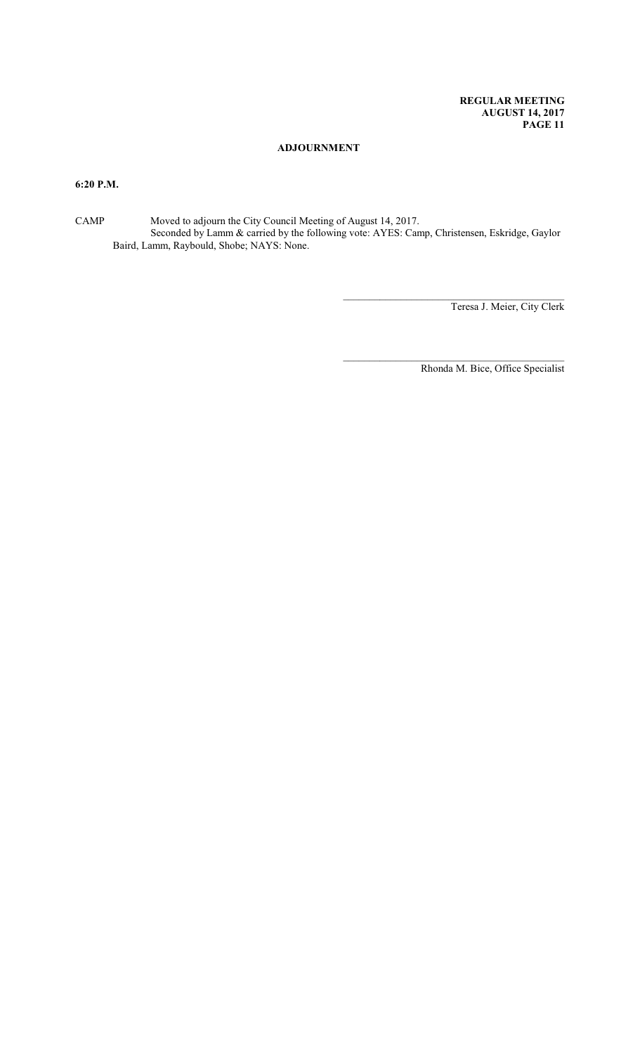## ADJOURNMENT

**6:20 P.M.**

CAMP Moved to adjourn the City Council Meeting of August 14, 2017.
Seconded by Lamm & carried by the following vote: AYES: Camp, Christensen, Eskridge, Gaylor Baird, Lamm, Raybould, Shobe; NAYS: None.

\_\_\_\_\_\_\_\_\_\_\_\_\_\_\_\_\_\_\_\_\_\_\_\_\_\_\_\_\_\_\_\_\_\_\_\_\_\_\_\_
Teresa J. Meier, City Clerk

\_\_\_\_\_\_\_\_\_\_\_\_\_\_\_\_\_\_\_\_\_\_\_\_\_\_\_\_\_\_\_\_\_\_\_\_\_\_\_\_
Rhonda M. Bice, Office Specialist